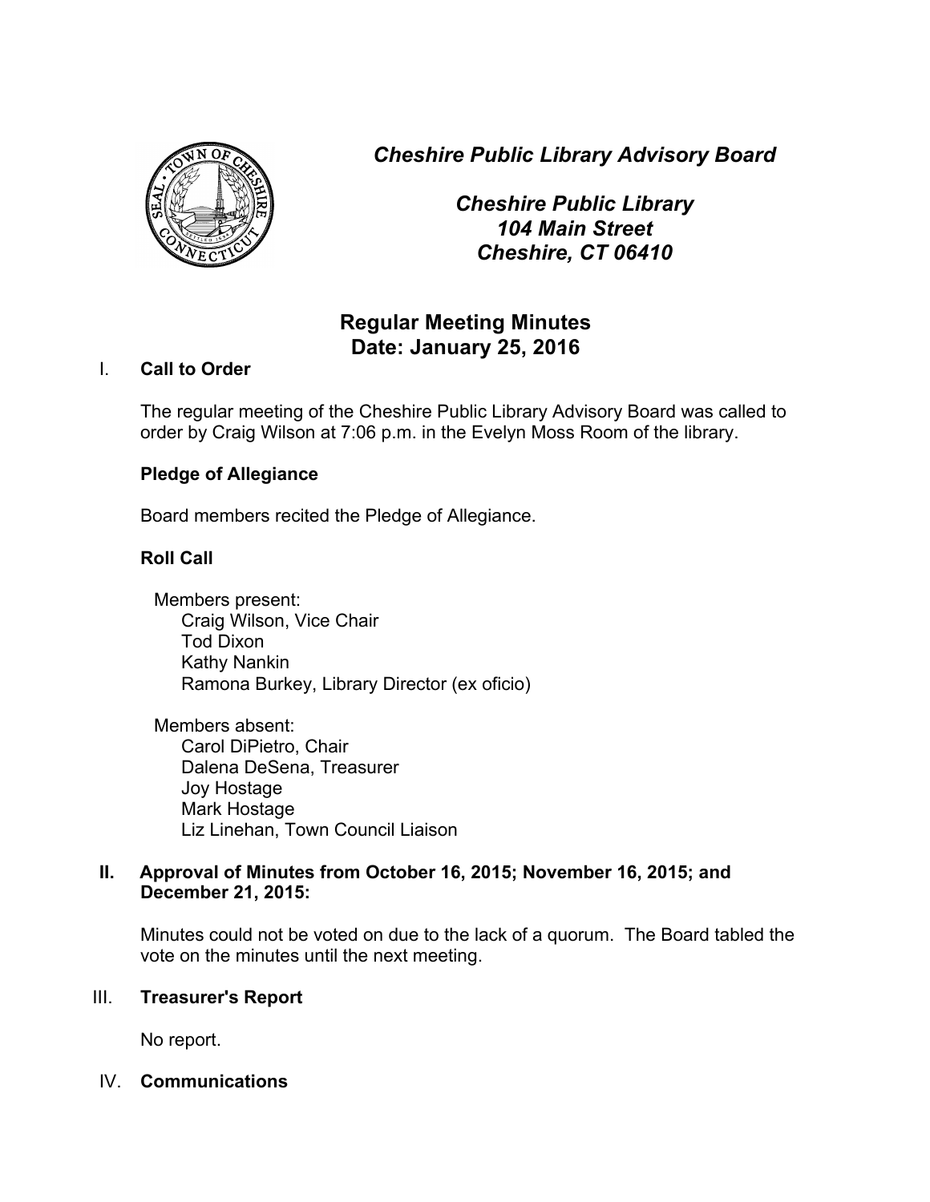*Cheshire Public Library Advisory Board*

*Cheshire Public Library*
*104 Main Street*
*Cheshire, CT 06410*

# Regular Meeting Minutes
## Date: January 25, 2016

## I. Call to Order

The regular meeting of the Cheshire Public Library Advisory Board was called to order by Craig Wilson at 7:06 p.m. in the Evelyn Moss Room of the library.

### Pledge of Allegiance

Board members recited the Pledge of Allegiance.

### Roll Call

Members present:
- Craig Wilson, Vice Chair
- Tod Dixon
- Kathy Nankin
- Ramona Burkey, Library Director (ex oficio)

Members absent:
- Carol DiPietro, Chair
- Dalena DeSena, Treasurer
- Joy Hostage
- Mark Hostage
- Liz Linehan, Town Council Liaison

## II. Approval of Minutes from October 16, 2015; November 16, 2015; and December 21, 2015:

Minutes could not be voted on due to the lack of a quorum. The Board tabled the vote on the minutes until the next meeting.

## III. Treasurer's Report

No report.

## IV. Communications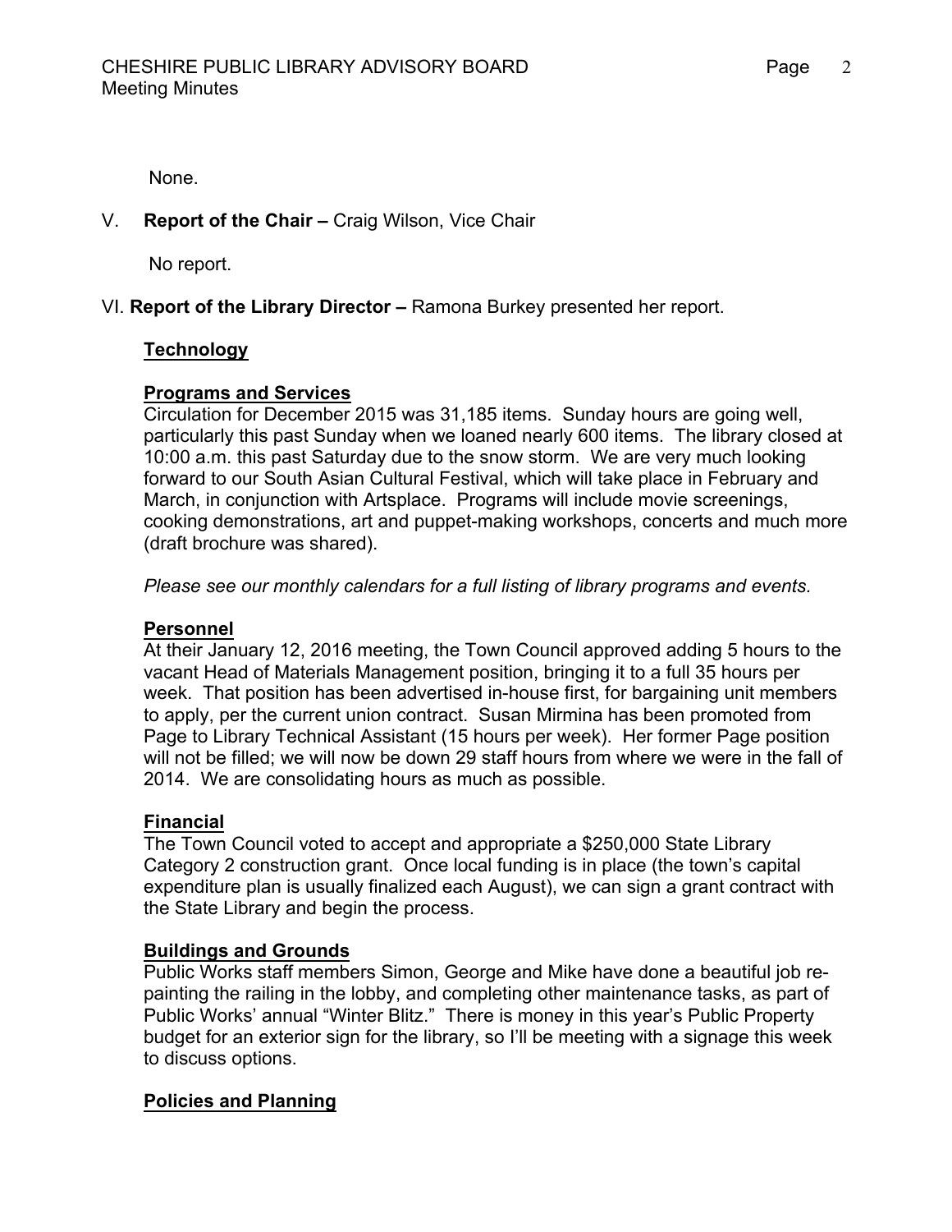None.

V. **Report of the Chair –** Craig Wilson, Vice Chair

No report.

VI. **Report of the Library Director –** Ramona Burkey presented her report.

**Technology**

**Programs and Services**

Circulation for December 2015 was 31,185 items. Sunday hours are going well, particularly this past Sunday when we loaned nearly 600 items. The library closed at 10:00 a.m. this past Saturday due to the snow storm. We are very much looking forward to our South Asian Cultural Festival, which will take place in February and March, in conjunction with Artsplace. Programs will include movie screenings, cooking demonstrations, art and puppet-making workshops, concerts and much more (draft brochure was shared).

*Please see our monthly calendars for a full listing of library programs and events.*

**Personnel**

At their January 12, 2016 meeting, the Town Council approved adding 5 hours to the vacant Head of Materials Management position, bringing it to a full 35 hours per week. That position has been advertised in-house first, for bargaining unit members to apply, per the current union contract. Susan Mirmina has been promoted from Page to Library Technical Assistant (15 hours per week). Her former Page position will not be filled; we will now be down 29 staff hours from where we were in the fall of 2014. We are consolidating hours as much as possible.

**Financial**

The Town Council voted to accept and appropriate a $250,000 State Library Category 2 construction grant. Once local funding is in place (the town's capital expenditure plan is usually finalized each August), we can sign a grant contract with the State Library and begin the process.

**Buildings and Grounds**

Public Works staff members Simon, George and Mike have done a beautiful job re-painting the railing in the lobby, and completing other maintenance tasks, as part of Public Works' annual "Winter Blitz." There is money in this year's Public Property budget for an exterior sign for the library, so I'll be meeting with a signage this week to discuss options.

**Policies and Planning**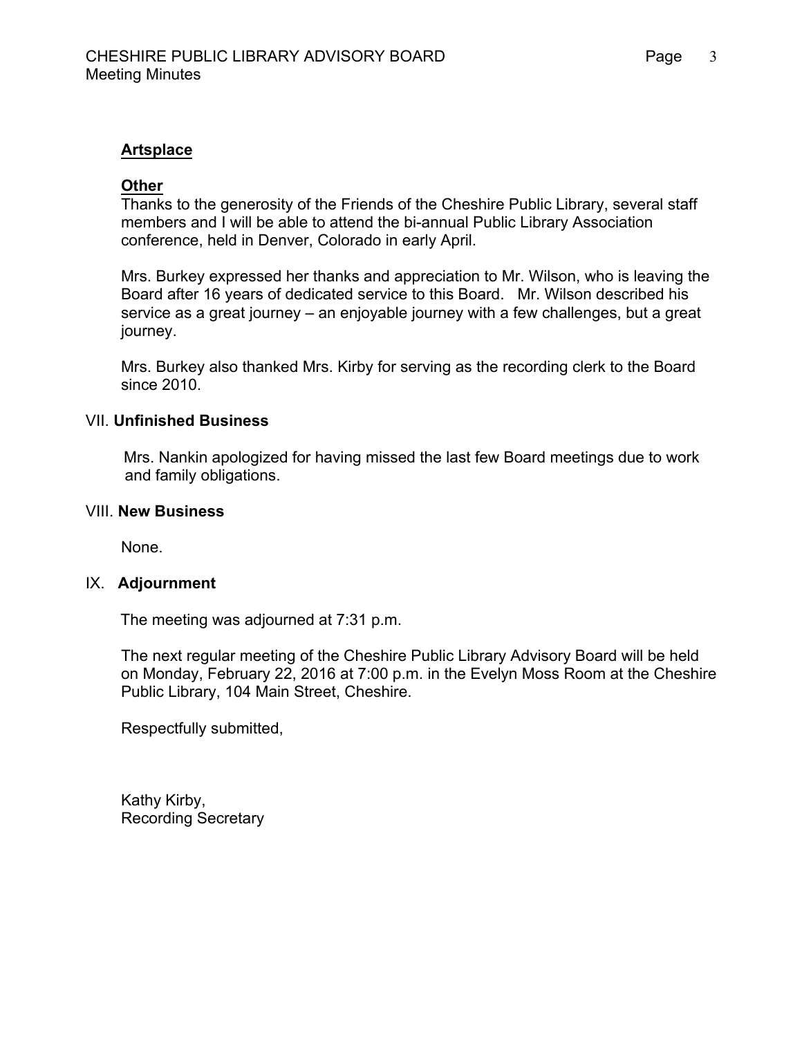**Artsplace**

**Other**

Thanks to the generosity of the Friends of the Cheshire Public Library, several staff members and I will be able to attend the bi-annual Public Library Association conference, held in Denver, Colorado in early April.

Mrs. Burkey expressed her thanks and appreciation to Mr. Wilson, who is leaving the Board after 16 years of dedicated service to this Board. Mr. Wilson described his service as a great journey – an enjoyable journey with a few challenges, but a great journey.

Mrs. Burkey also thanked Mrs. Kirby for serving as the recording clerk to the Board since 2010.

VII. **Unfinished Business**

Mrs. Nankin apologized for having missed the last few Board meetings due to work and family obligations.

VIII. **New Business**

None.

IX. **Adjournment**

The meeting was adjourned at 7:31 p.m.

The next regular meeting of the Cheshire Public Library Advisory Board will be held on Monday, February 22, 2016 at 7:00 p.m. in the Evelyn Moss Room at the Cheshire Public Library, 104 Main Street, Cheshire.

Respectfully submitted,

Kathy Kirby,
Recording Secretary